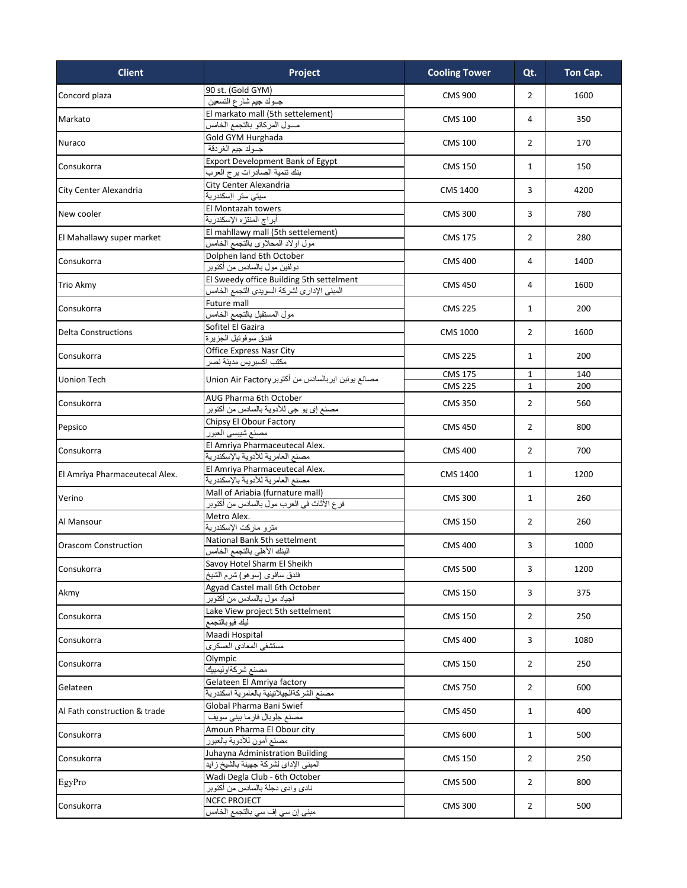| Client | Project | Cooling Tower | Qt. | Ton Cap. |
|---|---|---|---|---|
| Concord plaza | 90 st. (Gold GYM)<br>جـولد جيم شارع التسعين | CMS 900 | 2 | 1600 |
| Markato | El markato mall (5th settelement)<br>مـــول المركاتو بالتجمع الخامس | CMS 100 | 4 | 350 |
| Nuraco | Gold GYM Hurghada<br>جـولد جيم الغردقة | CMS 100 | 2 | 170 |
| Consukorra | Export Development Bank of Egypt<br>بنك تنمية الصادرات برج العرب | CMS 150 | 1 | 150 |
| City Center Alexandria | City Center Alexandria<br>سيتى ستر إلإسكندرية | CMS 1400 | 3 | 4200 |
| New cooler | El Montazah towers<br>أبراج المنتزه الإسكندرية | CMS 300 | 3 | 780 |
| El Mahallawy super market | El mahllawy mall (5th settelement)<br>مول اولاد المحلاوى بالتجمع الخامس | CMS 175 | 2 | 280 |
| Consukorra | Dolphen land 6th October<br>دولفين مول بالسادس من أكتوبر | CMS 400 | 4 | 1400 |
| Trio Akmy | El Sweedy office Building 5th settelment<br>المبنى الإدارى لشركة السويدى التجمع الخامس | CMS 450 | 4 | 1600 |
| Consukorra | Future mall<br>مول المستقبل بالتجمع الخامس | CMS 225 | 1 | 200 |
| Delta Constructions | Sofitel El Gazira<br>فندق سوفوتيل الجزيرة | CMS 1000 | 2 | 1600 |
| Consukorra | Office Express Nasr City<br>مكتب اكسبريس مدينة نصر | CMS 225 | 1 | 200 |
| Uonion Tech | مصانع يونين ايربالسادس من أكتوبر Union Air Factory | CMS 175 | 1 | 140 |
| | | CMS 225 | 1 | 200 |
| Consukorra | AUG Pharma 6th October<br>مصنع إى يو جى للأدوية بالسادس من أكتوبر | CMS 350 | 2 | 560 |
| Pepsico | Chipsy El Obour Factory<br>مصنع شيبسى العبور | CMS 450 | 2 | 800 |
| Consukorra | El Amriya Pharmaceutecal Alex.<br>مصنع العامرية للأدوية بالإسكندرية | CMS 400 | 2 | 700 |
| El Amriya Pharmaceutecal Alex. | El Amriya Pharmaceutecal Alex.<br>مصنع العامرية للأدوية بالإسكندرية | CMS 1400 | 1 | 1200 |
| Verino | Mall of Ariabia (furnature mall)<br>فرع الأثاث فى العرب مول بالسادس من أكتوبر | CMS 300 | 1 | 260 |
| Al Mansour | Metro Alex.<br>مترو ماركت الإسكندرية | CMS 150 | 2 | 260 |
| Orascom Construction | National Bank 5th settelment<br>البنك الأهلى بالتجمع الخامس | CMS 400 | 3 | 1000 |
| Consukorra | Savoy Hotel Sharm El Sheikh<br>فندق سافوى (سوهو) شرم الشيخ | CMS 500 | 3 | 1200 |
| Akmy | Agyad Castel mall 6th October<br>أجياد مول بالسادس من أكتوبر | CMS 150 | 3 | 375 |
| Consukorra | Lake View project 5th settelment<br>ليك فيوبالتجمع | CMS 150 | 2 | 250 |
| Consukorra | Maadi Hospital<br>مستشفى المعادى العسكرى | CMS 400 | 3 | 1080 |
| Consukorra | Olympic<br>مصنع شركةاوليمبيك | CMS 150 | 2 | 250 |
| Gelateen | Gelateen El Amriya factory<br>مصنع الشركةالجيلاتينية بالعامرية اسكندرية | CMS 750 | 2 | 600 |
| Al Fath construction & trade | Global Pharma Bani Swief<br>مصنع جلوبال فارما ببنى سويف | CMS 450 | 1 | 400 |
| Consukorra | Amoun Pharma El Obour city<br>مصنع أمون للأدوية بالعبور | CMS 600 | 1 | 500 |
| Consukorra | Juhayna Administration Building<br>المبنى الإداى لشركة جهينة بالشيخ زايد | CMS 150 | 2 | 250 |
| EgyPro | Wadi Degla Club - 6th October<br>نادى وادى دجلة بالسادس من أكتوبر | CMS 500 | 2 | 800 |
| Consukorra | NCFC PROJECT<br>مبنى إن سي اف سي بالتجمع الخامس | CMS 300 | 2 | 500 |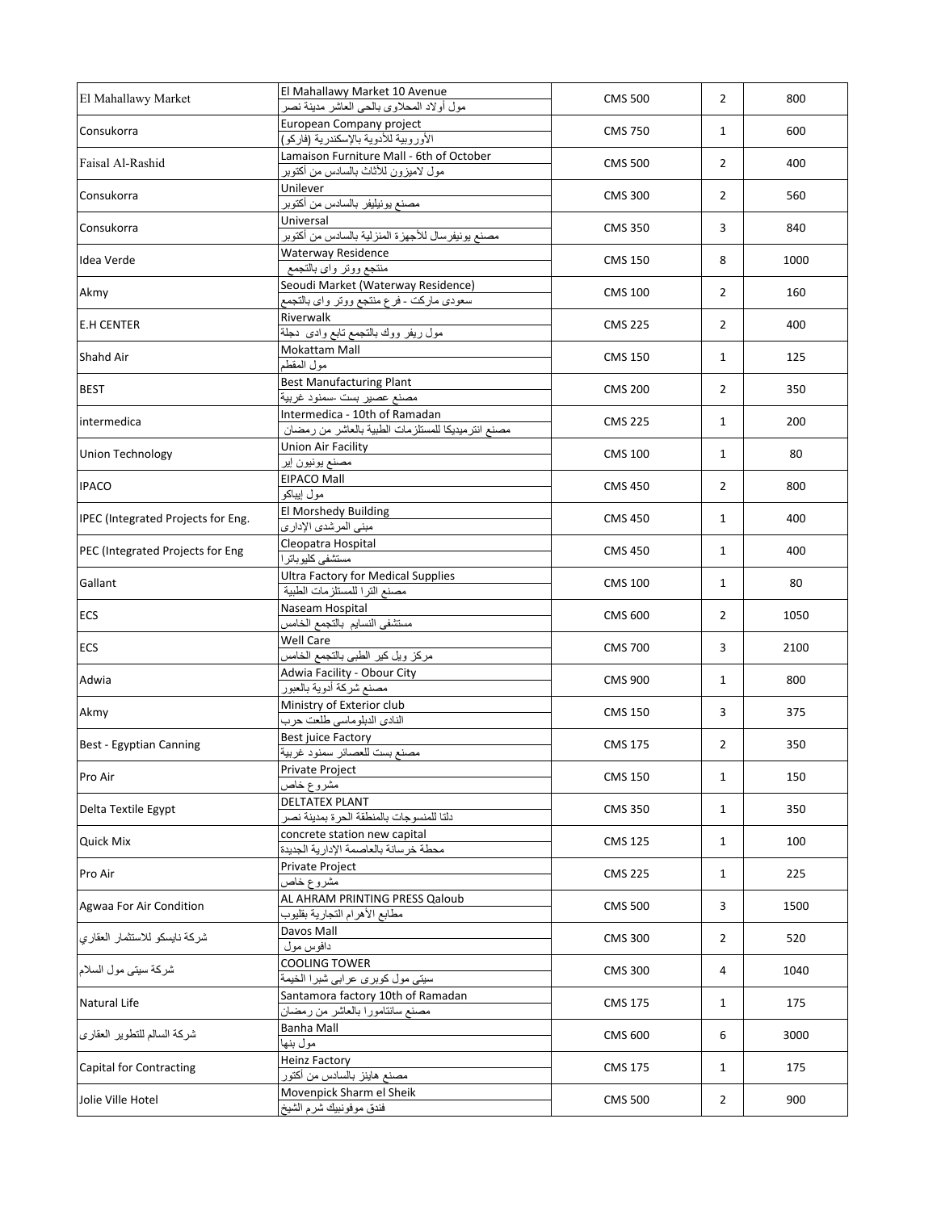| | | | | |
|---|---|---|---|---|
| El Mahallawy Market | El Mahallawy Market 10 Avenue<br>مول أولاد المحلاوى بالحى العاشر مدينة نصر | CMS 500 | 2 | 800 |
| Consukorra | European Company project<br>الأوروبية للأدوية بالإسكندرية (فاركو) | CMS 750 | 1 | 600 |
| Faisal Al-Rashid | Lamaison Furniture Mall - 6th of October<br>مول لاميزون للأثاث بالسادس من أكتوبر | CMS 500 | 2 | 400 |
| Consukorra | Unilever<br>مصنع يونيليفر بالسادس من أكتوبر | CMS 300 | 2 | 560 |
| Consukorra | Universal<br>مصنع يونيفرسال للأجهزة المنزلية بالسادس من أكتوبر | CMS 350 | 3 | 840 |
| Idea Verde | Waterway Residence<br>منتجع ووتر واى بالتجمع | CMS 150 | 8 | 1000 |
| Akmy | Seoudi Market (Waterway Residence)<br>سعودى ماركت - فرع منتجع ووتر واى بالتجمع | CMS 100 | 2 | 160 |
| E.H CENTER | Riverwalk<br>مول ريفر ووك بالتجمع تابع وادى دجلة | CMS 225 | 2 | 400 |
| Shahd Air | Mokattam Mall<br>مول المقطم | CMS 150 | 1 | 125 |
| BEST | Best Manufacturing Plant<br>مصنع عصير بست -سمنود غربية | CMS 200 | 2 | 350 |
| intermedica | Intermedica - 10th of Ramadan<br>مصنع انترميديكا للمستلزمات الطبية بالعاشر من رمضان | CMS 225 | 1 | 200 |
| Union Technology | Union Air Facility<br>مصنع يونيون إير | CMS 100 | 1 | 80 |
| IPACO | EIPACO Mall<br>مول إيباكو | CMS 450 | 2 | 800 |
| IPEC (Integrated Projects for Eng. | El Morshedy Building<br>مبنى المرشدى الإدارى | CMS 450 | 1 | 400 |
| PEC (Integrated Projects for Eng | Cleopatra Hospital<br>مستشفى كليوباترا | CMS 450 | 1 | 400 |
| Gallant | Ultra Factory for Medical Supplies<br>مصنع الترا للمستلزمات الطبية | CMS 100 | 1 | 80 |
| ECS | Naseam Hospital<br>مستشفى النسايم بالتجمع الخامس | CMS 600 | 2 | 1050 |
| ECS | Well Care<br>مركز ويل كير الطبى بالتجمع الخامس | CMS 700 | 3 | 2100 |
| Adwia | Adwia Facility - Obour City<br>مصنع شركة أدوية بالعبور | CMS 900 | 1 | 800 |
| Akmy | Ministry of Exterior club<br>النادى الدبلوماسى طلعت حرب | CMS 150 | 3 | 375 |
| Best - Egyptian Canning | Best juice Factory<br>مصنع بست للعصائر سمنود غربية | CMS 175 | 2 | 350 |
| Pro Air | Private Project<br>مشروع خاص | CMS 150 | 1 | 150 |
| Delta Textile Egypt | DELTATEX PLANT<br>دلتا للمنسوجات بالمنطقة الحرة بمدينة نصر | CMS 350 | 1 | 350 |
| Quick Mix | concrete station new capital<br>محطة خرسانة بالعاصمة الإدارية الجديدة | CMS 125 | 1 | 100 |
| Pro Air | Private Project<br>مشروع خاص | CMS 225 | 1 | 225 |
| Agwaa For Air Condition | AL AHRAM PRINTING PRESS Qaloub<br>مطابع الأهرام التجارية بقليوب | CMS 500 | 3 | 1500 |
| شركة نايسكو للاستثمار العقاري | Davos Mall<br>دافوس مول | CMS 300 | 2 | 520 |
| شركة سيتى مول السلام | COOLING TOWER<br>سيتى مول كوبرى عرابى شبرا الخيمة | CMS 300 | 4 | 1040 |
| Natural Life | Santamora factory 10th of Ramadan<br>مصنع سانتامورا بالعاشر من رمضان | CMS 175 | 1 | 175 |
| شركة السالم للتطوير العقارى | Banha Mall<br>مول بنها | CMS 600 | 6 | 3000 |
| Capital for Contracting | Heinz Factory<br>مصنع هاينز بالسادس من أكتور | CMS 175 | 1 | 175 |
| Jolie Ville Hotel | Movenpick Sharm el Sheik<br>فندق موفونبيك شرم الشيخ | CMS 500 | 2 | 900 |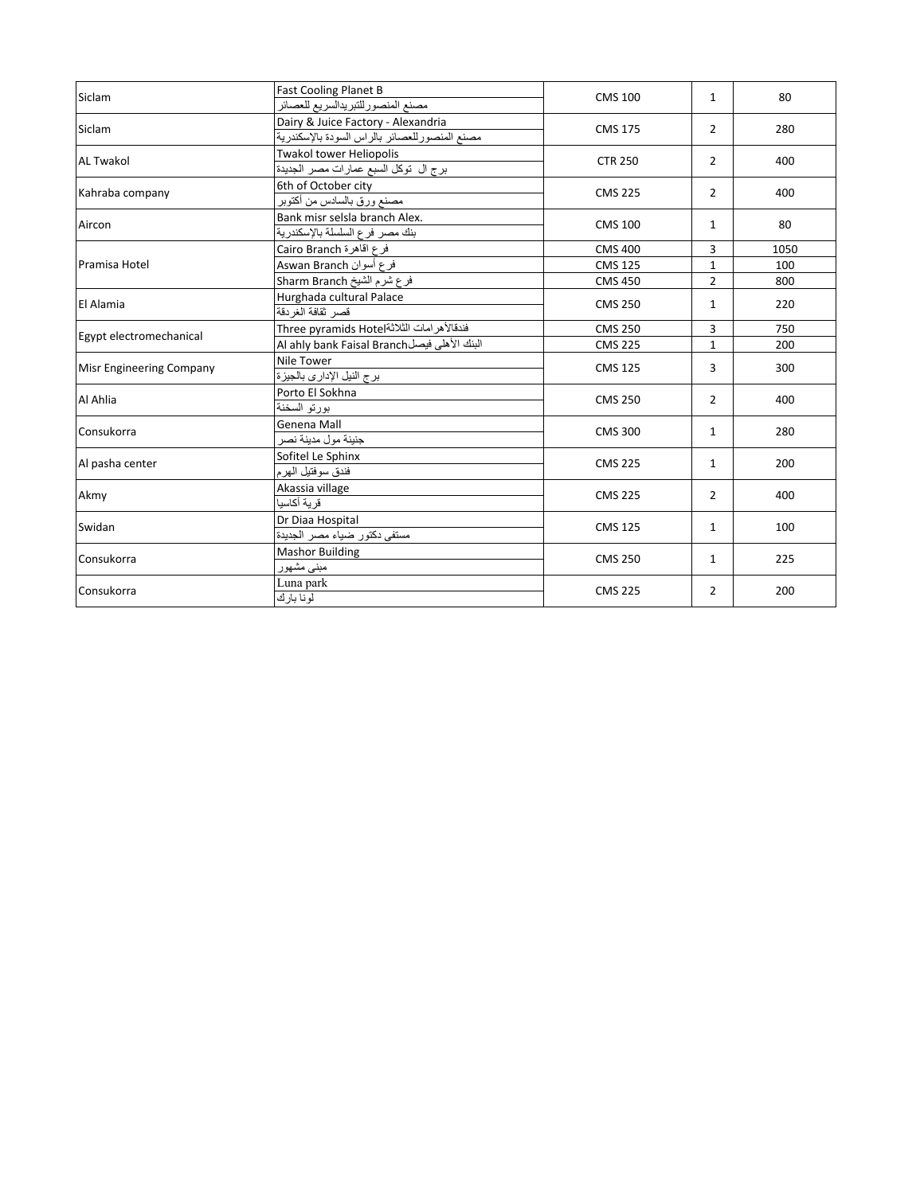| | | | | |
|---|---|---|---|---|
| Siclam | Fast Cooling Planet B<br>مصنع المنصورللتبريدالسريع للعصائر | CMS 100 | 1 | 80 |
| Siclam | Dairy & Juice Factory - Alexandria<br>مصنع المنصورللعصائر بالراس السودة بالإسكندرية | CMS 175 | 2 | 280 |
| AL Twakol | Twakol tower Heliopolis<br>برج ال توكل السبع عمارات مصر الجديدة | CTR 250 | 2 | 400 |
| Kahraba company | 6th of October city<br>مصنع ورق بالسادس من أكتوبر | CMS 225 | 2 | 400 |
| Aircon | Bank misr selsla branch Alex.<br>بنك مصر فرع السلسلة بالإسكندرية | CMS 100 | 1 | 80 |
| Pramisa Hotel | Cairo Branch فرع اقاهرة | CMS 400 | 3 | 1050 |
| | Aswan Branch فرع أسوان | CMS 125 | 1 | 100 |
| | Sharm Branch فرع شرم الشيخ | CMS 450 | 2 | 800 |
| El Alamia | Hurghada cultural Palace<br>قصر ثقافة الغردقة | CMS 250 | 1 | 220 |
| Egypt electromechanical | Three pyramids Hotelفندقالأهرامات الثلاثة | CMS 250 | 3 | 750 |
| | Al ahly bank Faisal Branchالبنك الأهلى فيصل | CMS 225 | 1 | 200 |
| Misr Engineering Company | Nile Tower<br>برج النيل الإدارى بالجيزة | CMS 125 | 3 | 300 |
| Al Ahlia | Porto El Sokhna<br>بورتو السخنة | CMS 250 | 2 | 400 |
| Consukorra | Genena Mall<br>جنينة مول مدينة نصر | CMS 300 | 1 | 280 |
| Al pasha center | Sofitel Le Sphinx<br>فندق سوفتيل الهرم | CMS 225 | 1 | 200 |
| Akmy | Akassia village<br>قرية أكاسيا | CMS 225 | 2 | 400 |
| Swidan | Dr Diaa Hospital<br>مستفى دكتور ضياء مصر الجديدة | CMS 125 | 1 | 100 |
| Consukorra | Mashor Building<br>مبنى مشهور | CMS 250 | 1 | 225 |
| Consukorra | Luna park<br>لونا بارك | CMS 225 | 2 | 200 |